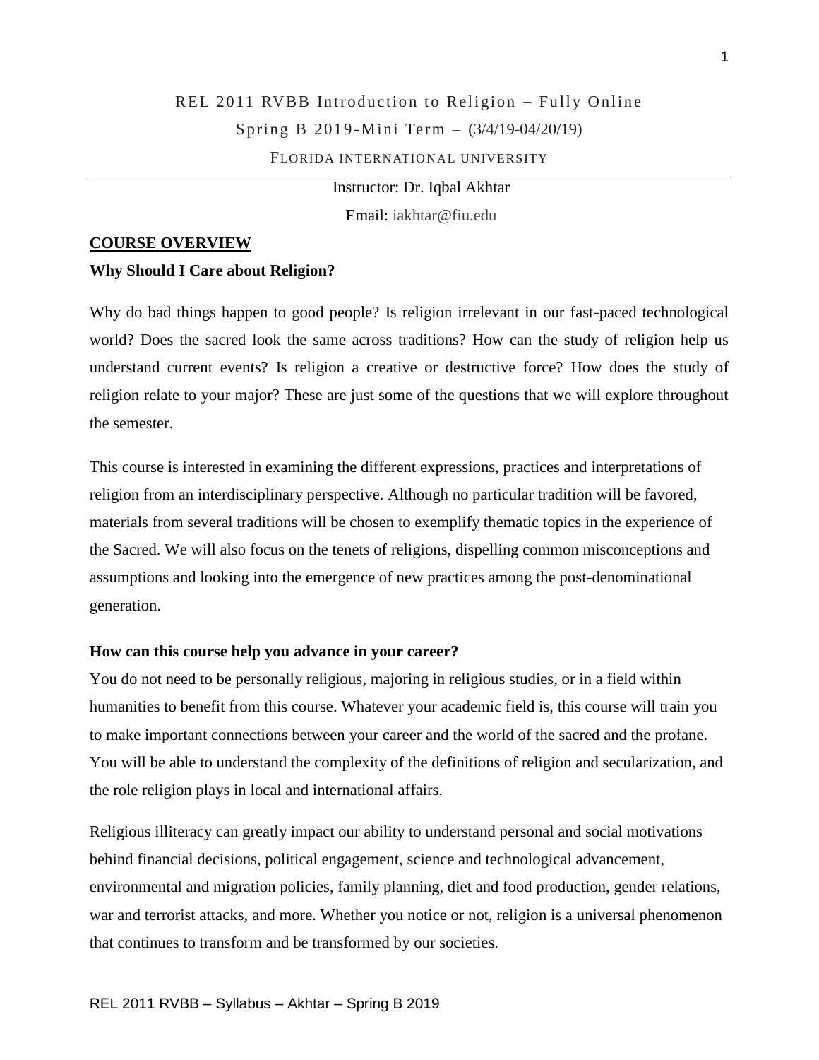# REL 2011 RVBB Introduction to Religion – Fully Online

Spring B 2019-Mini Term – (3/4/19-04/20/19)

FLORIDA INTERNATIONAL UNIVERSITY

Instructor: Dr. Iqbal Akhtar

Email: iakhtar@fiu.edu

## COURSE OVERVIEW

### Why Should I Care about Religion?

Why do bad things happen to good people? Is religion irrelevant in our fast-paced technological world? Does the sacred look the same across traditions? How can the study of religion help us understand current events? Is religion a creative or destructive force? How does the study of religion relate to your major? These are just some of the questions that we will explore throughout the semester.

This course is interested in examining the different expressions, practices and interpretations of religion from an interdisciplinary perspective. Although no particular tradition will be favored, materials from several traditions will be chosen to exemplify thematic topics in the experience of the Sacred. We will also focus on the tenets of religions, dispelling common misconceptions and assumptions and looking into the emergence of new practices among the post-denominational generation.

### How can this course help you advance in your career?

You do not need to be personally religious, majoring in religious studies, or in a field within humanities to benefit from this course. Whatever your academic field is, this course will train you to make important connections between your career and the world of the sacred and the profane. You will be able to understand the complexity of the definitions of religion and secularization, and the role religion plays in local and international affairs.

Religious illiteracy can greatly impact our ability to understand personal and social motivations behind financial decisions, political engagement, science and technological advancement, environmental and migration policies, family planning, diet and food production, gender relations, war and terrorist attacks, and more. Whether you notice or not, religion is a universal phenomenon that continues to transform and be transformed by our societies.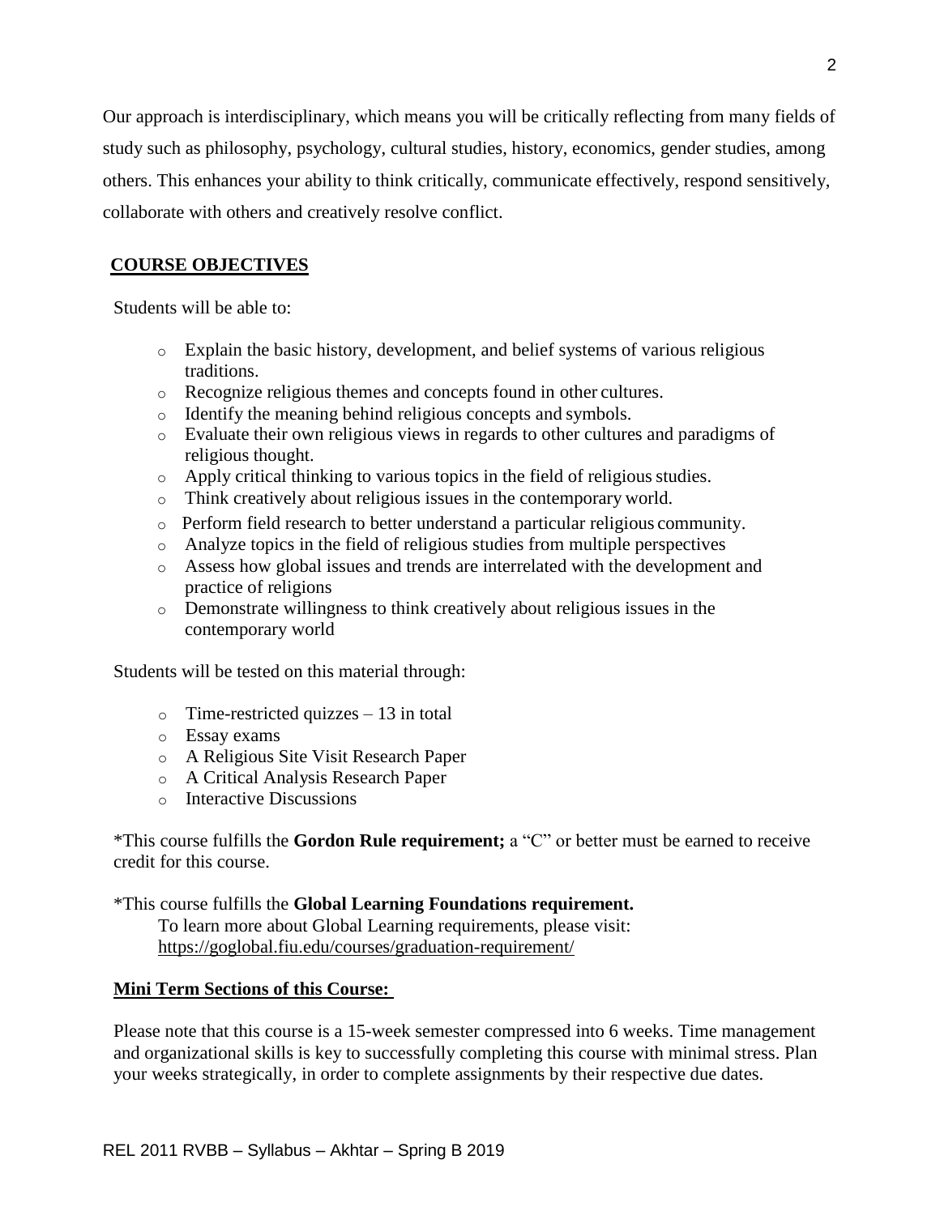Our approach is interdisciplinary, which means you will be critically reflecting from many fields of study such as philosophy, psychology, cultural studies, history, economics, gender studies, among others. This enhances your ability to think critically, communicate effectively, respond sensitively, collaborate with others and creatively resolve conflict.

## COURSE OBJECTIVES

Students will be able to:

- Explain the basic history, development, and belief systems of various religious traditions.
- Recognize religious themes and concepts found in other cultures.
- Identify the meaning behind religious concepts and symbols.
- Evaluate their own religious views in regards to other cultures and paradigms of religious thought.
- Apply critical thinking to various topics in the field of religious studies.
- Think creatively about religious issues in the contemporary world.
- Perform field research to better understand a particular religious community.
- Analyze topics in the field of religious studies from multiple perspectives
- Assess how global issues and trends are interrelated with the development and practice of religions
- Demonstrate willingness to think creatively about religious issues in the contemporary world

Students will be tested on this material through:

- Time-restricted quizzes – 13 in total
- Essay exams
- A Religious Site Visit Research Paper
- A Critical Analysis Research Paper
- Interactive Discussions

*This course fulfills the **Gordon Rule requirement;** a "C" or better must be earned to receive credit for this course.

*This course fulfills the **Global Learning Foundations requirement.**
To learn more about Global Learning requirements, please visit:
https://goglobal.fiu.edu/courses/graduation-requirement/

## Mini Term Sections of this Course:

Please note that this course is a 15-week semester compressed into 6 weeks. Time management and organizational skills is key to successfully completing this course with minimal stress. Plan your weeks strategically, in order to complete assignments by their respective due dates.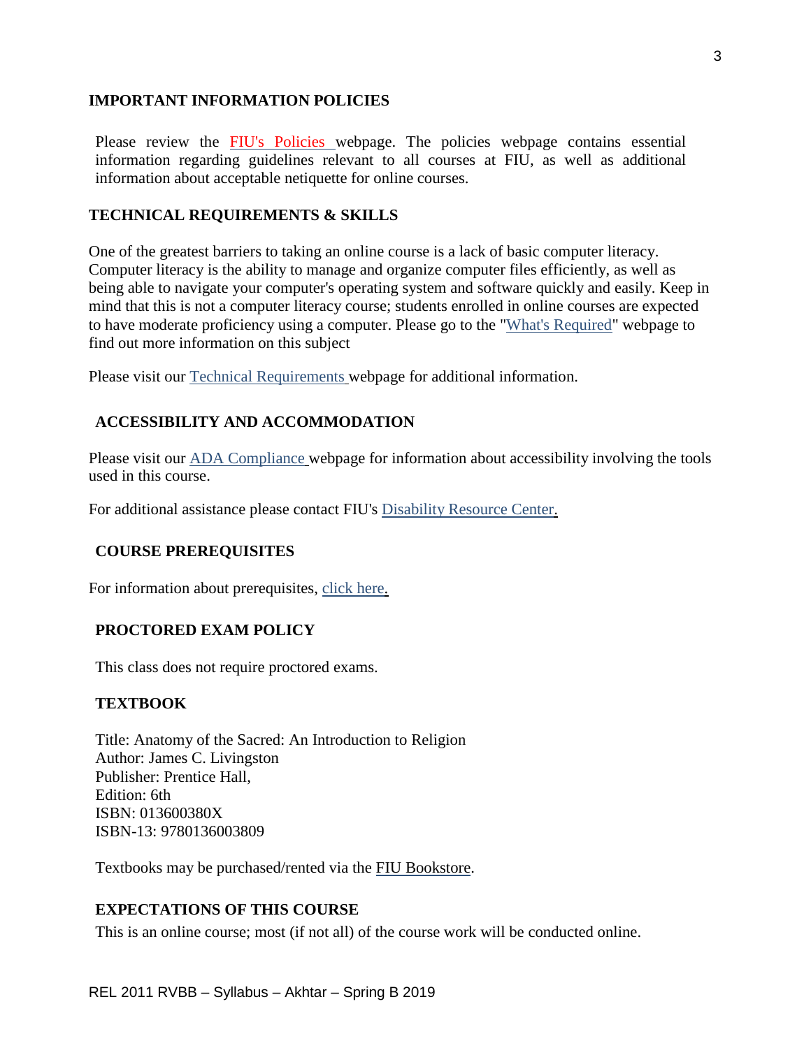## IMPORTANT INFORMATION POLICIES

Please review the FIU's Policies webpage. The policies webpage contains essential information regarding guidelines relevant to all courses at FIU, as well as additional information about acceptable netiquette for online courses.

## TECHNICAL REQUIREMENTS & SKILLS

One of the greatest barriers to taking an online course is a lack of basic computer literacy. Computer literacy is the ability to manage and organize computer files efficiently, as well as being able to navigate your computer's operating system and software quickly and easily. Keep in mind that this is not a computer literacy course; students enrolled in online courses are expected to have moderate proficiency using a computer. Please go to the "What's Required" webpage to find out more information on this subject

Please visit our Technical Requirements webpage for additional information.

## ACCESSIBILITY AND ACCOMMODATION

Please visit our ADA Compliance webpage for information about accessibility involving the tools used in this course.

For additional assistance please contact FIU's Disability Resource Center.

## COURSE PREREQUISITES

For information about prerequisites, click here.

## PROCTORED EXAM POLICY

This class does not require proctored exams.

## TEXTBOOK

Title: Anatomy of the Sacred: An Introduction to Religion
Author: James C. Livingston
Publisher: Prentice Hall,
Edition: 6th
ISBN: 013600380X
ISBN-13: 9780136003809

Textbooks may be purchased/rented via the FIU Bookstore.

## EXPECTATIONS OF THIS COURSE

This is an online course; most (if not all) of the course work will be conducted online.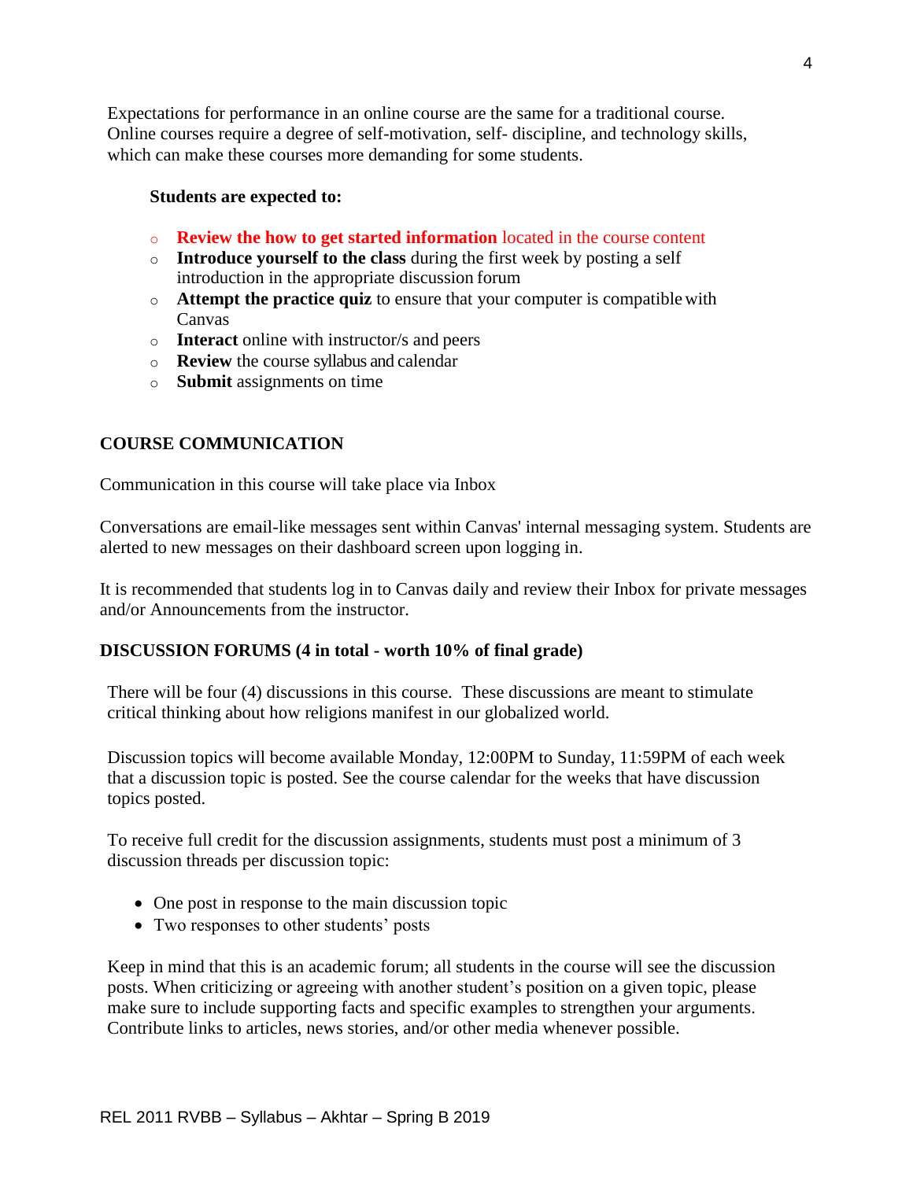Expectations for performance in an online course are the same for a traditional course. Online courses require a degree of self-motivation, self- discipline, and technology skills, which can make these courses more demanding for some students.

**Students are expected to:**

- **Review the how to get started information** located in the course content
- **Introduce yourself to the class** during the first week by posting a self introduction in the appropriate discussion forum
- **Attempt the practice quiz** to ensure that your computer is compatible with Canvas
- **Interact** online with instructor/s and peers
- **Review** the course syllabus and calendar
- **Submit** assignments on time

## COURSE COMMUNICATION

Communication in this course will take place via Inbox

Conversations are email-like messages sent within Canvas' internal messaging system. Students are alerted to new messages on their dashboard screen upon logging in.

It is recommended that students log in to Canvas daily and review their Inbox for private messages and/or Announcements from the instructor.

## DISCUSSION FORUMS (4 in total - worth 10% of final grade)

There will be four (4) discussions in this course. These discussions are meant to stimulate critical thinking about how religions manifest in our globalized world.

Discussion topics will become available Monday, 12:00PM to Sunday, 11:59PM of each week that a discussion topic is posted. See the course calendar for the weeks that have discussion topics posted.

To receive full credit for the discussion assignments, students must post a minimum of 3 discussion threads per discussion topic:

- One post in response to the main discussion topic
- Two responses to other students' posts

Keep in mind that this is an academic forum; all students in the course will see the discussion posts. When criticizing or agreeing with another student's position on a given topic, please make sure to include supporting facts and specific examples to strengthen your arguments. Contribute links to articles, news stories, and/or other media whenever possible.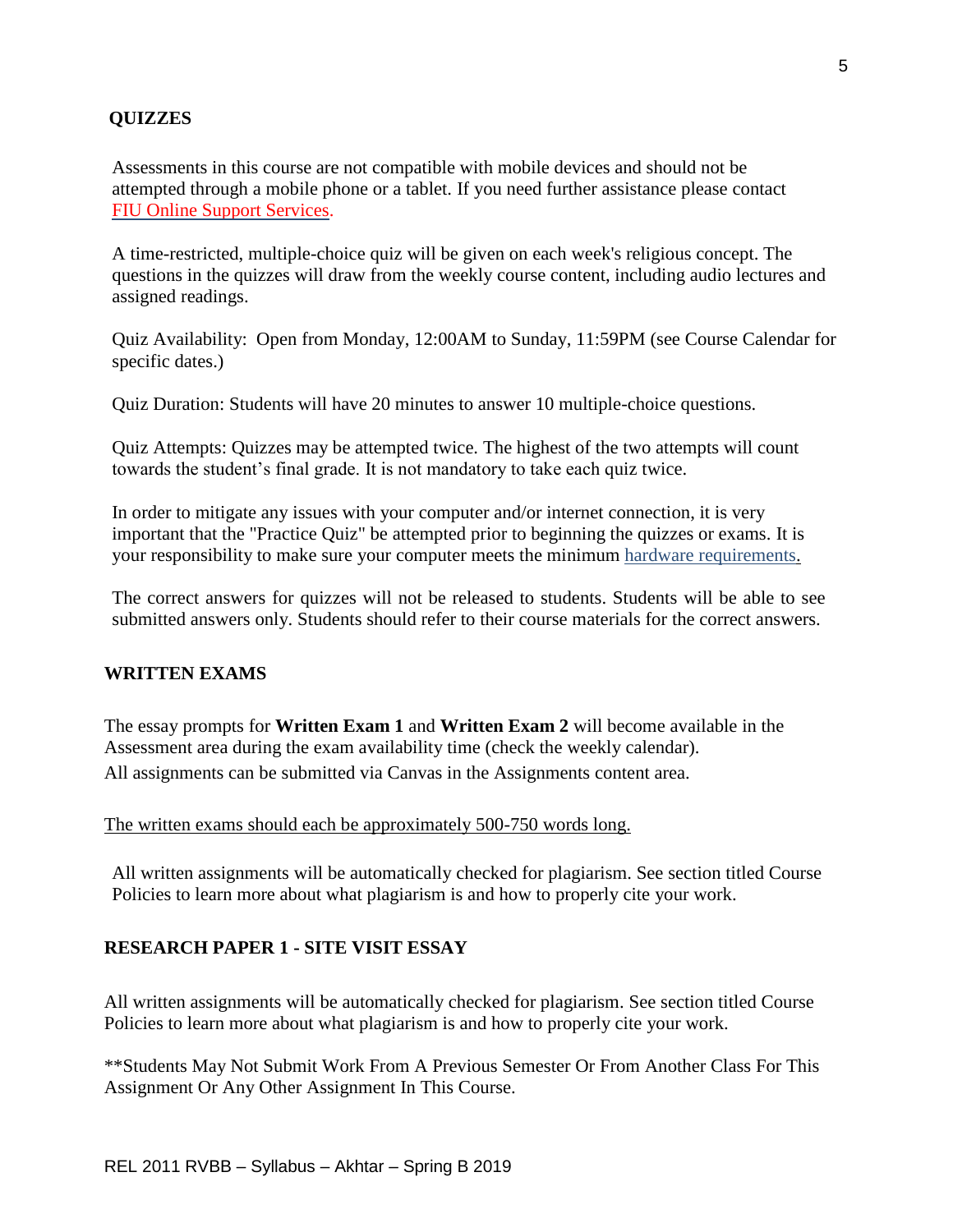## QUIZZES

Assessments in this course are not compatible with mobile devices and should not be attempted through a mobile phone or a tablet. If you need further assistance please contact FIU Online Support Services.

A time-restricted, multiple-choice quiz will be given on each week's religious concept. The questions in the quizzes will draw from the weekly course content, including audio lectures and assigned readings.

Quiz Availability: Open from Monday, 12:00AM to Sunday, 11:59PM (see Course Calendar for specific dates.)

Quiz Duration: Students will have 20 minutes to answer 10 multiple-choice questions.

Quiz Attempts: Quizzes may be attempted twice. The highest of the two attempts will count towards the student's final grade. It is not mandatory to take each quiz twice.

In order to mitigate any issues with your computer and/or internet connection, it is very important that the "Practice Quiz" be attempted prior to beginning the quizzes or exams. It is your responsibility to make sure your computer meets the minimum hardware requirements.

The correct answers for quizzes will not be released to students. Students will be able to see submitted answers only. Students should refer to their course materials for the correct answers.

## WRITTEN EXAMS

The essay prompts for **Written Exam 1** and **Written Exam 2** will become available in the Assessment area during the exam availability time (check the weekly calendar). All assignments can be submitted via Canvas in the Assignments content area.

The written exams should each be approximately 500-750 words long.

All written assignments will be automatically checked for plagiarism. See section titled Course Policies to learn more about what plagiarism is and how to properly cite your work.

## RESEARCH PAPER 1 - SITE VISIT ESSAY

All written assignments will be automatically checked for plagiarism. See section titled Course Policies to learn more about what plagiarism is and how to properly cite your work.

**Students May Not Submit Work From A Previous Semester Or From Another Class For This Assignment Or Any Other Assignment In This Course.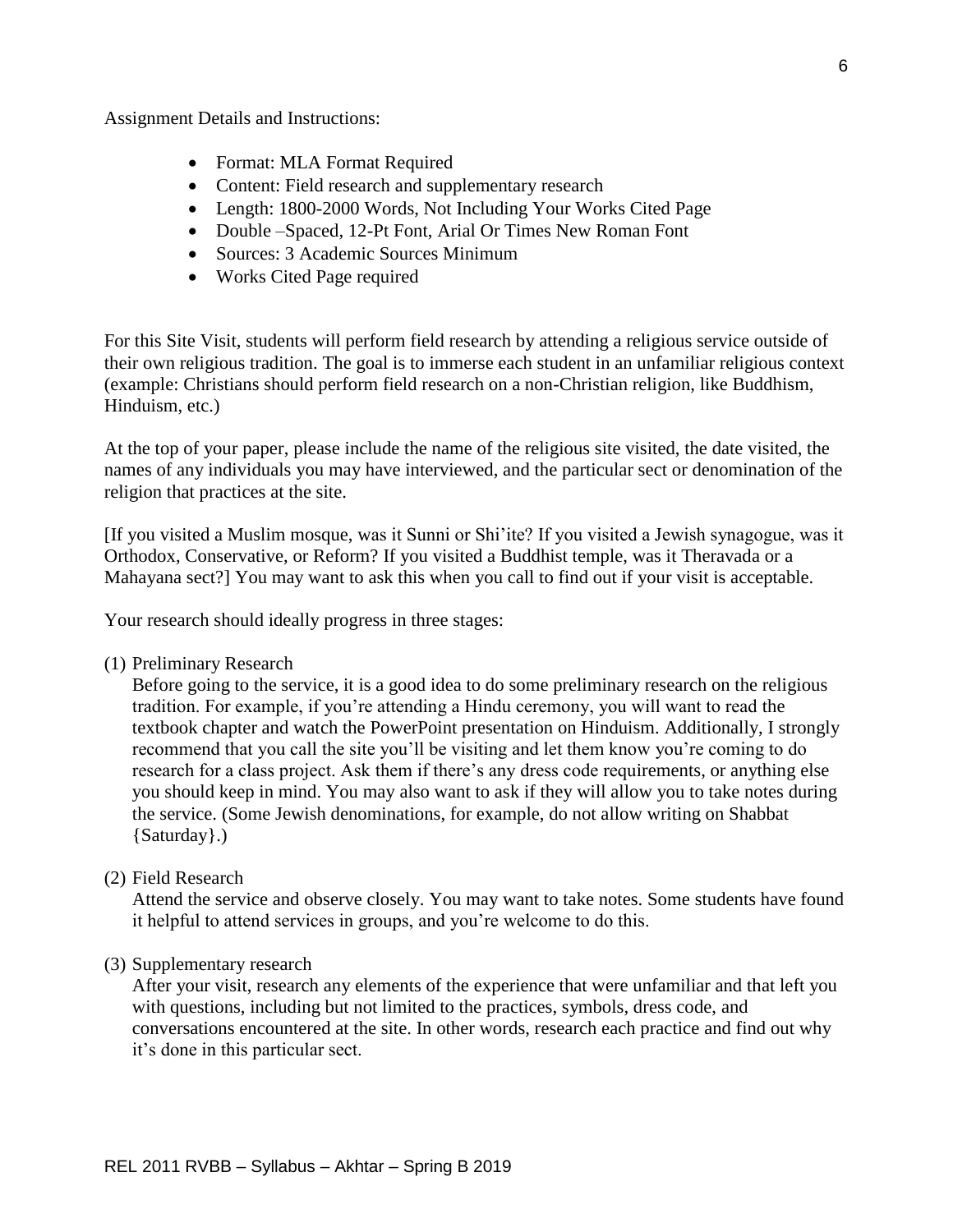Assignment Details and Instructions:

- Format: MLA Format Required
- Content: Field research and supplementary research
- Length: 1800-2000 Words, Not Including Your Works Cited Page
- Double –Spaced, 12-Pt Font, Arial Or Times New Roman Font
- Sources: 3 Academic Sources Minimum
- Works Cited Page required

For this Site Visit, students will perform field research by attending a religious service outside of their own religious tradition. The goal is to immerse each student in an unfamiliar religious context (example: Christians should perform field research on a non-Christian religion, like Buddhism, Hinduism, etc.)

At the top of your paper, please include the name of the religious site visited, the date visited, the names of any individuals you may have interviewed, and the particular sect or denomination of the religion that practices at the site.

[If you visited a Muslim mosque, was it Sunni or Shi'ite? If you visited a Jewish synagogue, was it Orthodox, Conservative, or Reform? If you visited a Buddhist temple, was it Theravada or a Mahayana sect?] You may want to ask this when you call to find out if your visit is acceptable.

Your research should ideally progress in three stages:

(1) Preliminary Research
Before going to the service, it is a good idea to do some preliminary research on the religious tradition. For example, if you're attending a Hindu ceremony, you will want to read the textbook chapter and watch the PowerPoint presentation on Hinduism. Additionally, I strongly recommend that you call the site you'll be visiting and let them know you're coming to do research for a class project. Ask them if there's any dress code requirements, or anything else you should keep in mind. You may also want to ask if they will allow you to take notes during the service. (Some Jewish denominations, for example, do not allow writing on Shabbat {Saturday}.)

(2) Field Research
Attend the service and observe closely. You may want to take notes. Some students have found it helpful to attend services in groups, and you're welcome to do this.

(3) Supplementary research
After your visit, research any elements of the experience that were unfamiliar and that left you with questions, including but not limited to the practices, symbols, dress code, and conversations encountered at the site. In other words, research each practice and find out why it's done in this particular sect.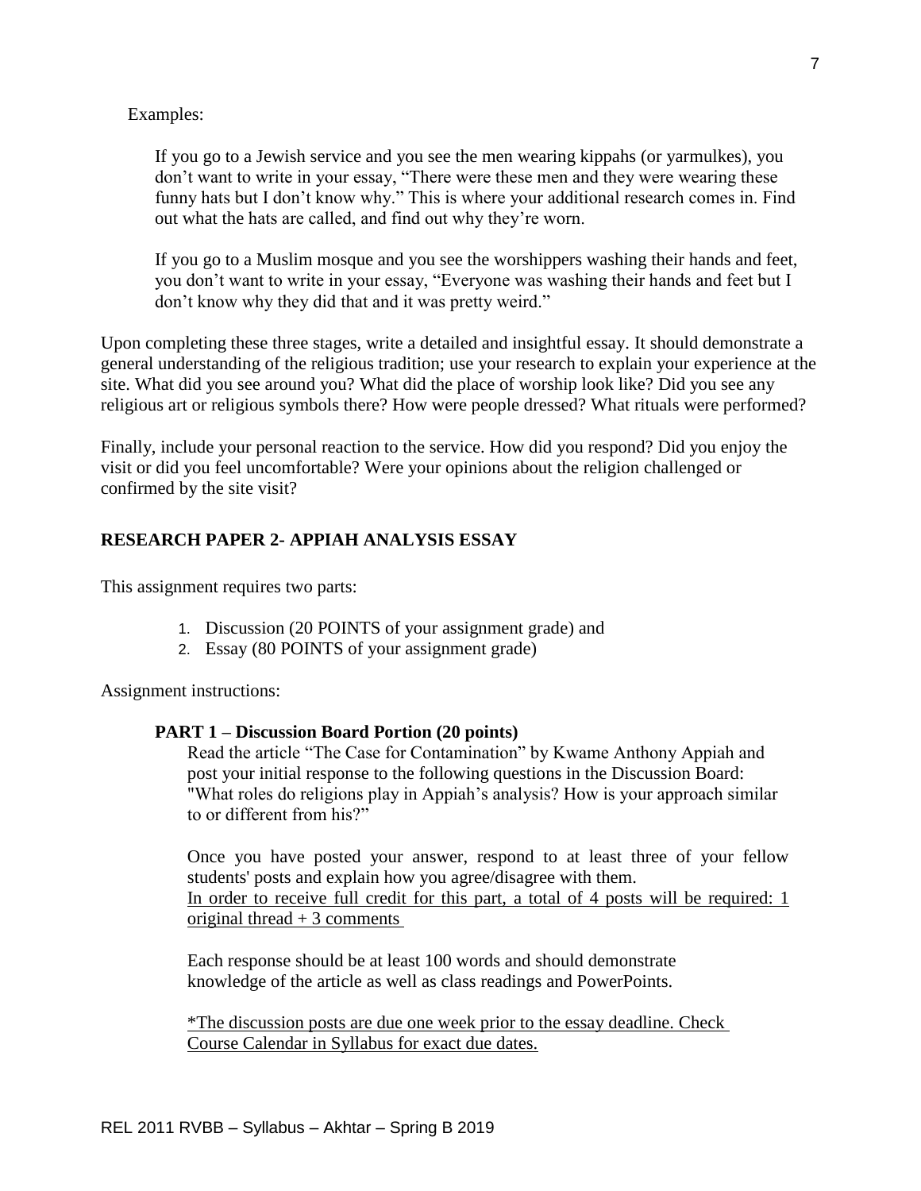Examples:

> If you go to a Jewish service and you see the men wearing kippahs (or yarmulkes), you don't want to write in your essay, "There were these men and they were wearing these funny hats but I don't know why." This is where your additional research comes in. Find out what the hats are called, and find out why they're worn.
>
> If you go to a Muslim mosque and you see the worshippers washing their hands and feet, you don't want to write in your essay, "Everyone was washing their hands and feet but I don't know why they did that and it was pretty weird."

Upon completing these three stages, write a detailed and insightful essay. It should demonstrate a general understanding of the religious tradition; use your research to explain your experience at the site. What did you see around you? What did the place of worship look like? Did you see any religious art or religious symbols there? How were people dressed? What rituals were performed?

Finally, include your personal reaction to the service. How did you respond? Did you enjoy the visit or did you feel uncomfortable? Were your opinions about the religion challenged or confirmed by the site visit?

## RESEARCH PAPER 2- APPIAH ANALYSIS ESSAY

This assignment requires two parts:

1. Discussion (20 POINTS of your assignment grade) and
2. Essay (80 POINTS of your assignment grade)

Assignment instructions:

**PART 1 – Discussion Board Portion (20 points)**

Read the article "The Case for Contamination" by Kwame Anthony Appiah and post your initial response to the following questions in the Discussion Board: "What roles do religions play in Appiah's analysis? How is your approach similar to or different from his?"

Once you have posted your answer, respond to at least three of your fellow students' posts and explain how you agree/disagree with them.
<u>In order to receive full credit for this part, a total of 4 posts will be required: 1 original thread + 3 comments</u>

Each response should be at least 100 words and should demonstrate knowledge of the article as well as class readings and PowerPoints.

<u>*The discussion posts are due one week prior to the essay deadline. Check Course Calendar in Syllabus for exact due dates.</u>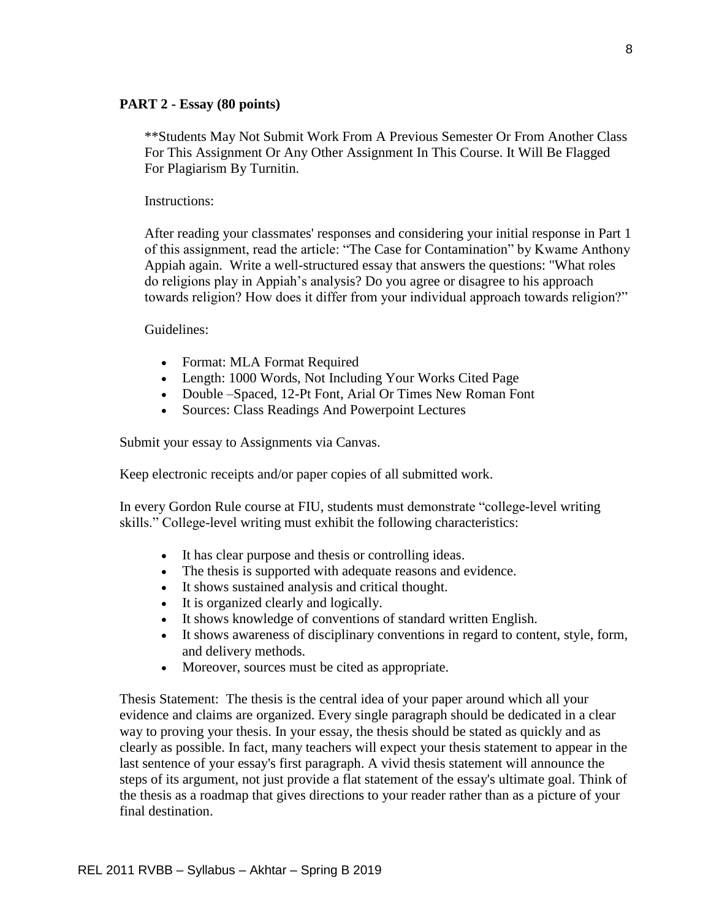**PART 2 - Essay (80 points)**

**Students May Not Submit Work From A Previous Semester Or From Another Class For This Assignment Or Any Other Assignment In This Course. It Will Be Flagged For Plagiarism By Turnitin.

Instructions:

After reading your classmates' responses and considering your initial response in Part 1 of this assignment, read the article: "The Case for Contamination" by Kwame Anthony Appiah again. Write a well-structured essay that answers the questions: "What roles do religions play in Appiah's analysis? Do you agree or disagree to his approach towards religion? How does it differ from your individual approach towards religion?"

Guidelines:

- Format: MLA Format Required
- Length: 1000 Words, Not Including Your Works Cited Page
- Double –Spaced, 12-Pt Font, Arial Or Times New Roman Font
- Sources: Class Readings And Powerpoint Lectures

Submit your essay to Assignments via Canvas.

Keep electronic receipts and/or paper copies of all submitted work.

In every Gordon Rule course at FIU, students must demonstrate "college-level writing skills." College-level writing must exhibit the following characteristics:

- It has clear purpose and thesis or controlling ideas.
- The thesis is supported with adequate reasons and evidence.
- It shows sustained analysis and critical thought.
- It is organized clearly and logically.
- It shows knowledge of conventions of standard written English.
- It shows awareness of disciplinary conventions in regard to content, style, form, and delivery methods.
- Moreover, sources must be cited as appropriate.

Thesis Statement: The thesis is the central idea of your paper around which all your evidence and claims are organized. Every single paragraph should be dedicated in a clear way to proving your thesis. In your essay, the thesis should be stated as quickly and as clearly as possible. In fact, many teachers will expect your thesis statement to appear in the last sentence of your essay's first paragraph. A vivid thesis statement will announce the steps of its argument, not just provide a flat statement of the essay's ultimate goal. Think of the thesis as a roadmap that gives directions to your reader rather than as a picture of your final destination.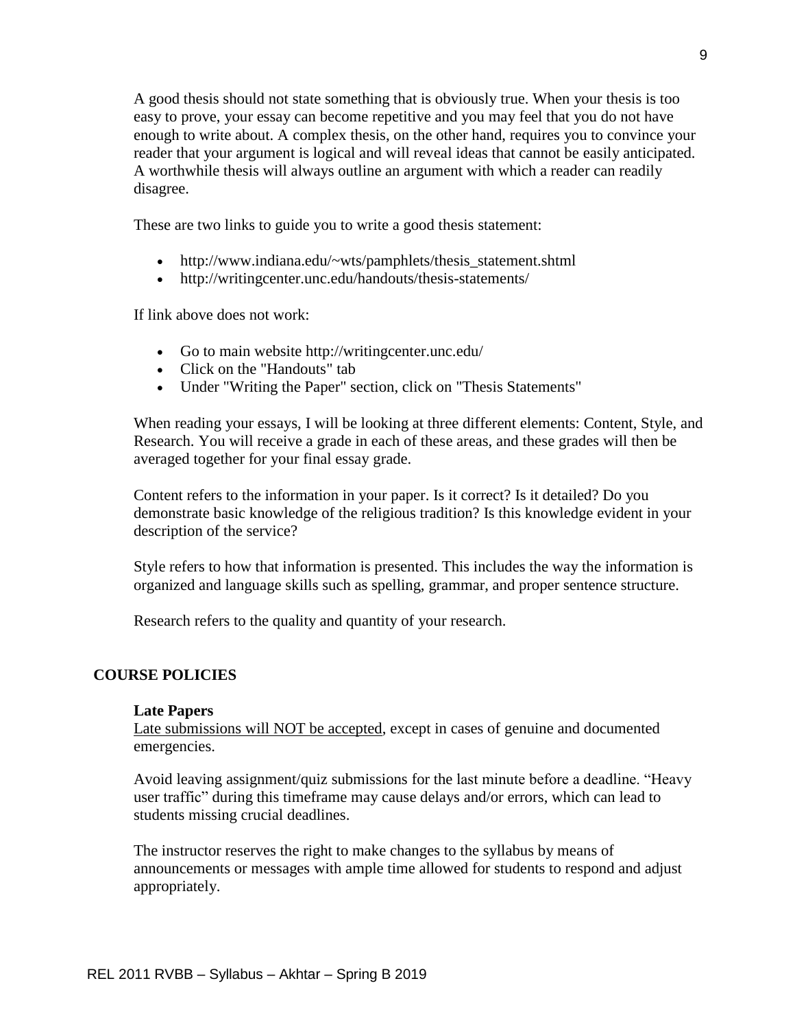A good thesis should not state something that is obviously true. When your thesis is too easy to prove, your essay can become repetitive and you may feel that you do not have enough to write about. A complex thesis, on the other hand, requires you to convince your reader that your argument is logical and will reveal ideas that cannot be easily anticipated. A worthwhile thesis will always outline an argument with which a reader can readily disagree.

These are two links to guide you to write a good thesis statement:

- http://www.indiana.edu/~wts/pamphlets/thesis_statement.shtml
- http://writingcenter.unc.edu/handouts/thesis-statements/

If link above does not work:

- Go to main website http://writingcenter.unc.edu/
- Click on the "Handouts" tab
- Under "Writing the Paper" section, click on "Thesis Statements"

When reading your essays, I will be looking at three different elements: Content, Style, and Research. You will receive a grade in each of these areas, and these grades will then be averaged together for your final essay grade.

Content refers to the information in your paper. Is it correct? Is it detailed? Do you demonstrate basic knowledge of the religious tradition? Is this knowledge evident in your description of the service?

Style refers to how that information is presented. This includes the way the information is organized and language skills such as spelling, grammar, and proper sentence structure.

Research refers to the quality and quantity of your research.

## COURSE POLICIES

### Late Papers

Late submissions will NOT be accepted, except in cases of genuine and documented emergencies.

Avoid leaving assignment/quiz submissions for the last minute before a deadline. "Heavy user traffic" during this timeframe may cause delays and/or errors, which can lead to students missing crucial deadlines.

The instructor reserves the right to make changes to the syllabus by means of announcements or messages with ample time allowed for students to respond and adjust appropriately.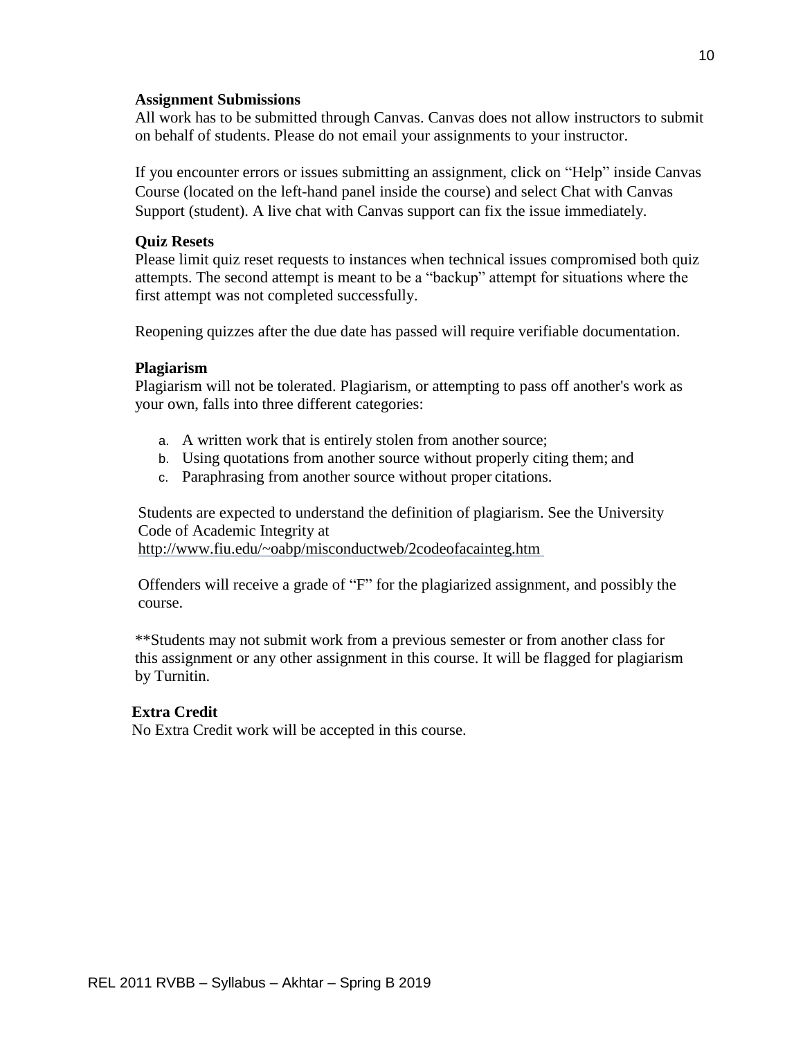**Assignment Submissions**

All work has to be submitted through Canvas. Canvas does not allow instructors to submit on behalf of students. Please do not email your assignments to your instructor.

If you encounter errors or issues submitting an assignment, click on "Help" inside Canvas Course (located on the left-hand panel inside the course) and select Chat with Canvas Support (student). A live chat with Canvas support can fix the issue immediately.

**Quiz Resets**

Please limit quiz reset requests to instances when technical issues compromised both quiz attempts. The second attempt is meant to be a "backup" attempt for situations where the first attempt was not completed successfully.

Reopening quizzes after the due date has passed will require verifiable documentation.

**Plagiarism**

Plagiarism will not be tolerated. Plagiarism, or attempting to pass off another's work as your own, falls into three different categories:

a. A written work that is entirely stolen from another source;
b. Using quotations from another source without properly citing them; and
c. Paraphrasing from another source without proper citations.

Students are expected to understand the definition of plagiarism. See the University Code of Academic Integrity at http://www.fiu.edu/~oabp/misconductweb/2codeofacainteg.htm

Offenders will receive a grade of "F" for the plagiarized assignment, and possibly the course.

**Students may not submit work from a previous semester or from another class for this assignment or any other assignment in this course. It will be flagged for plagiarism by Turnitin.

**Extra Credit**

No Extra Credit work will be accepted in this course.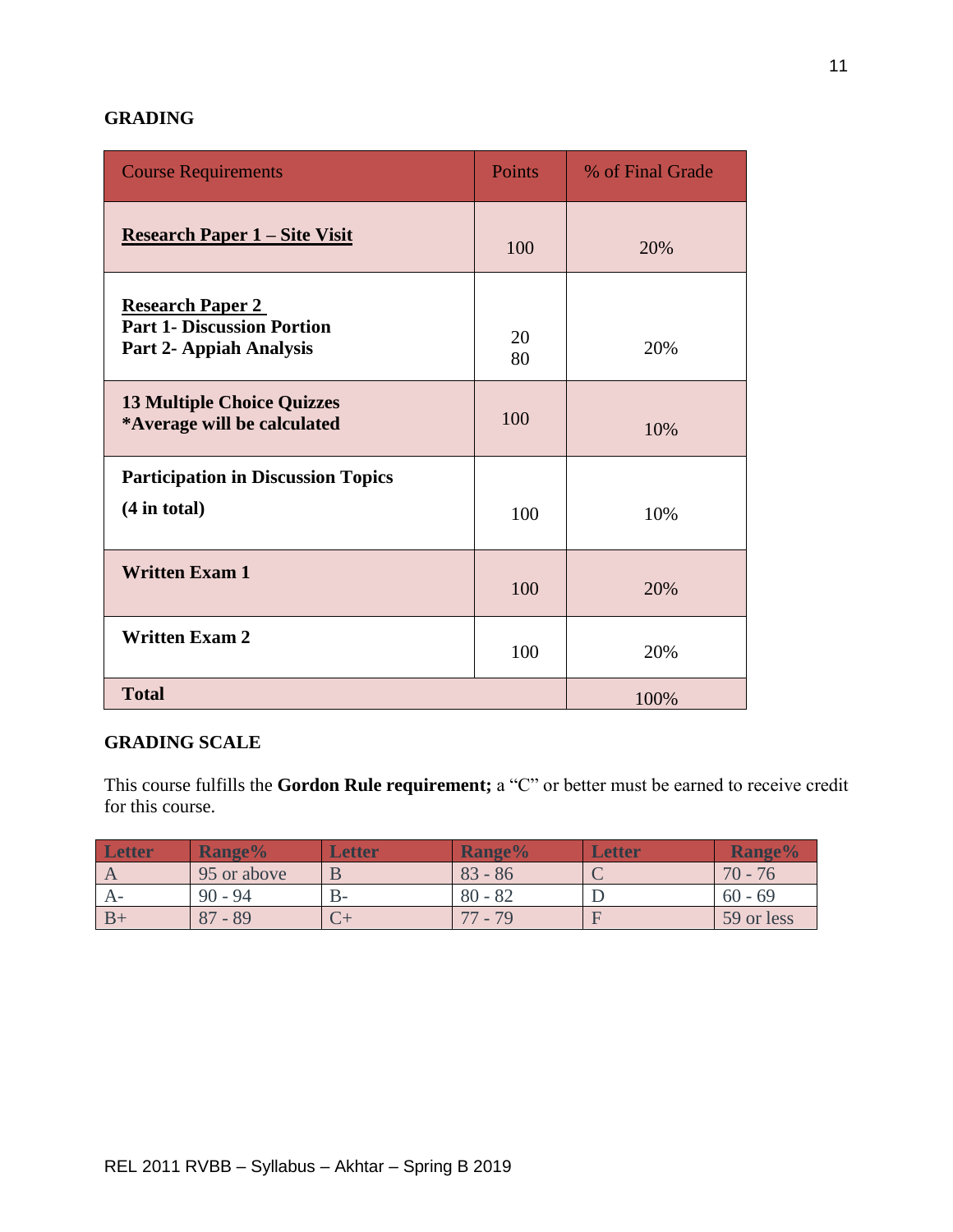## GRADING

| Course Requirements | Points | % of Final Grade |
|---|---|---|
| **Research Paper 1 – Site Visit** | 100 | 20% |
| **Research Paper 2**<br>**Part 1- Discussion Portion**<br>**Part 2- Appiah Analysis** | 20<br>80 | 20% |
| **13 Multiple Choice Quizzes**<br>**\*Average will be calculated** | 100 | 10% |
| **Participation in Discussion Topics**<br>**(4 in total)** | 100 | 10% |
| **Written Exam 1** | 100 | 20% |
| **Written Exam 2** | 100 | 20% |
| **Total** | | 100% |

## GRADING SCALE

This course fulfills the **Gordon Rule requirement;** a "C" or better must be earned to receive credit for this course.

| Letter | Range% | Letter | Range% | Letter | Range% |
|---|---|---|---|---|---|
| A | 95 or above | B | 83 - 86 | C | 70 - 76 |
| A- | 90 - 94 | B- | 80 - 82 | D | 60 - 69 |
| B+ | 87 - 89 | C+ | 77 - 79 | F | 59 or less |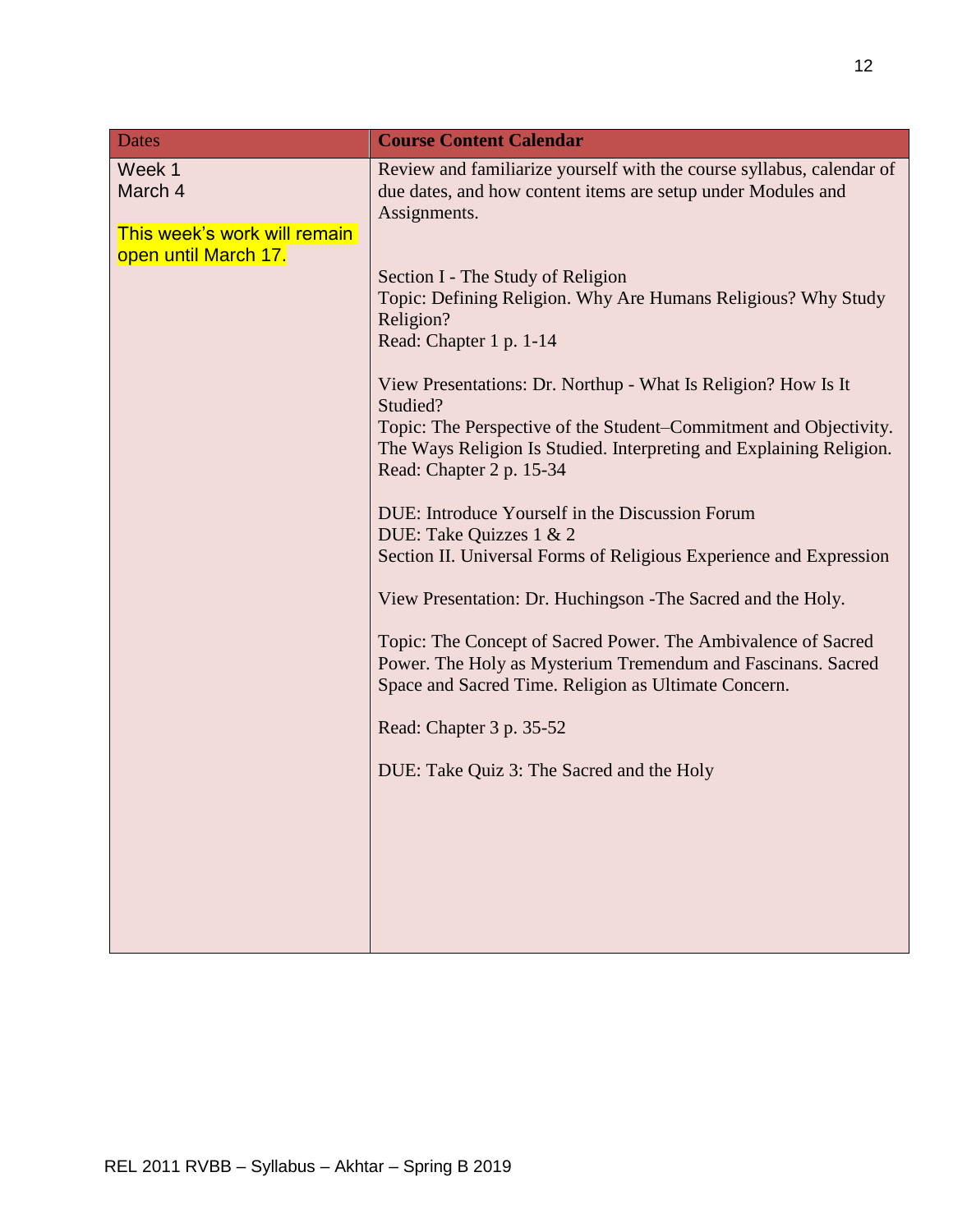| Dates | **Course Content Calendar** |
| --- | --- |
| Week 1<br>March 4<br><br>This week's work will remain open until March 17. | Review and familiarize yourself with the course syllabus, calendar of due dates, and how content items are setup under Modules and Assignments.<br><br>Section I - The Study of Religion<br>Topic: Defining Religion. Why Are Humans Religious? Why Study Religion?<br>Read: Chapter 1 p. 1-14<br><br>View Presentations: Dr. Northup - What Is Religion? How Is It Studied?<br>Topic: The Perspective of the Student–Commitment and Objectivity. The Ways Religion Is Studied. Interpreting and Explaining Religion.<br>Read: Chapter 2 p. 15-34<br><br>DUE: Introduce Yourself in the Discussion Forum<br>DUE: Take Quizzes 1 & 2<br>Section II. Universal Forms of Religious Experience and Expression<br><br>View Presentation: Dr. Huchingson -The Sacred and the Holy.<br><br>Topic: The Concept of Sacred Power. The Ambivalence of Sacred Power. The Holy as Mysterium Tremendum and Fascinans. Sacred Space and Sacred Time. Religion as Ultimate Concern.<br><br>Read: Chapter 3 p. 35-52<br><br>DUE: Take Quiz 3: The Sacred and the Holy |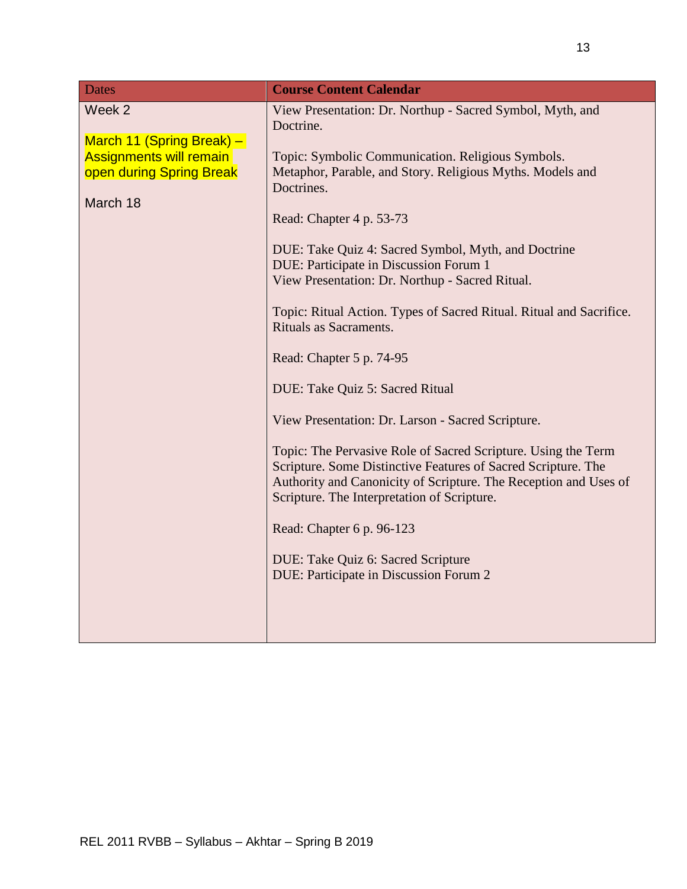| Dates | **Course Content Calendar** |
|---|---|
| Week 2<br><br>March 11 (Spring Break) – Assignments will remain open during Spring Break<br><br>March 18 | View Presentation: Dr. Northup - Sacred Symbol, Myth, and Doctrine.<br><br>Topic: Symbolic Communication. Religious Symbols. Metaphor, Parable, and Story. Religious Myths. Models and Doctrines.<br><br>Read: Chapter 4 p. 53-73<br><br>DUE: Take Quiz 4: Sacred Symbol, Myth, and Doctrine<br>DUE: Participate in Discussion Forum 1<br>View Presentation: Dr. Northup - Sacred Ritual.<br><br>Topic: Ritual Action. Types of Sacred Ritual. Ritual and Sacrifice. Rituals as Sacraments.<br><br>Read: Chapter 5 p. 74-95<br><br>DUE: Take Quiz 5: Sacred Ritual<br><br>View Presentation: Dr. Larson - Sacred Scripture.<br><br>Topic: The Pervasive Role of Sacred Scripture. Using the Term Scripture. Some Distinctive Features of Sacred Scripture. The Authority and Canonicity of Scripture. The Reception and Uses of Scripture. The Interpretation of Scripture.<br><br>Read: Chapter 6 p. 96-123<br><br>DUE: Take Quiz 6: Sacred Scripture<br>DUE: Participate in Discussion Forum 2 |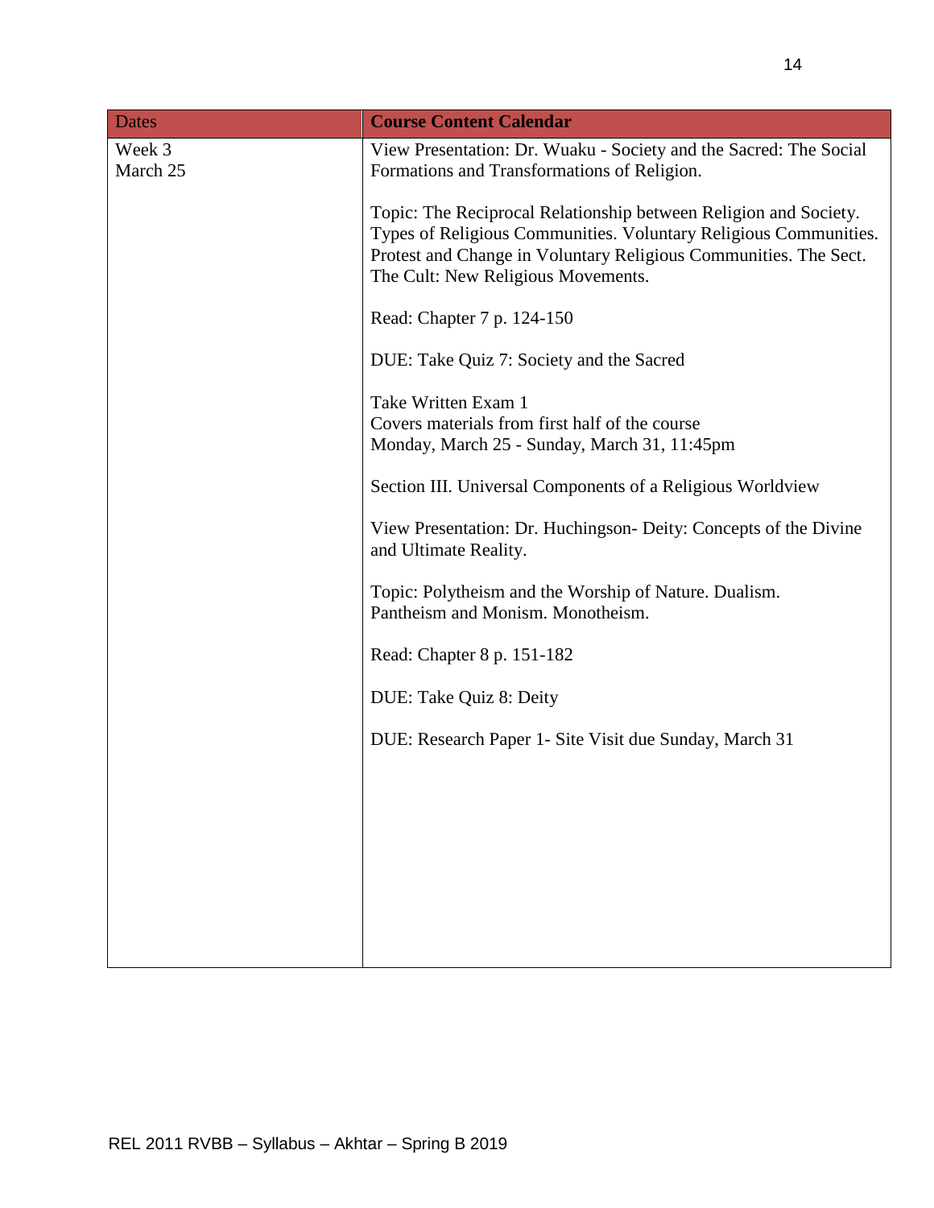| Dates | **Course Content Calendar** |
|---|---|
| Week 3<br>March 25 | View Presentation: Dr. Wuaku - Society and the Sacred: The Social Formations and Transformations of Religion.<br><br>Topic: The Reciprocal Relationship between Religion and Society. Types of Religious Communities. Voluntary Religious Communities. Protest and Change in Voluntary Religious Communities. The Sect. The Cult: New Religious Movements.<br><br>Read: Chapter 7 p. 124-150<br><br>DUE: Take Quiz 7: Society and the Sacred<br><br>Take Written Exam 1<br>Covers materials from first half of the course<br>Monday, March 25 - Sunday, March 31, 11:45pm<br><br>Section III. Universal Components of a Religious Worldview<br><br>View Presentation: Dr. Huchingson- Deity: Concepts of the Divine and Ultimate Reality.<br><br>Topic: Polytheism and the Worship of Nature. Dualism. Pantheism and Monism. Monotheism.<br><br>Read: Chapter 8 p. 151-182<br><br>DUE: Take Quiz 8: Deity<br><br>DUE: Research Paper 1- Site Visit due Sunday, March 31 |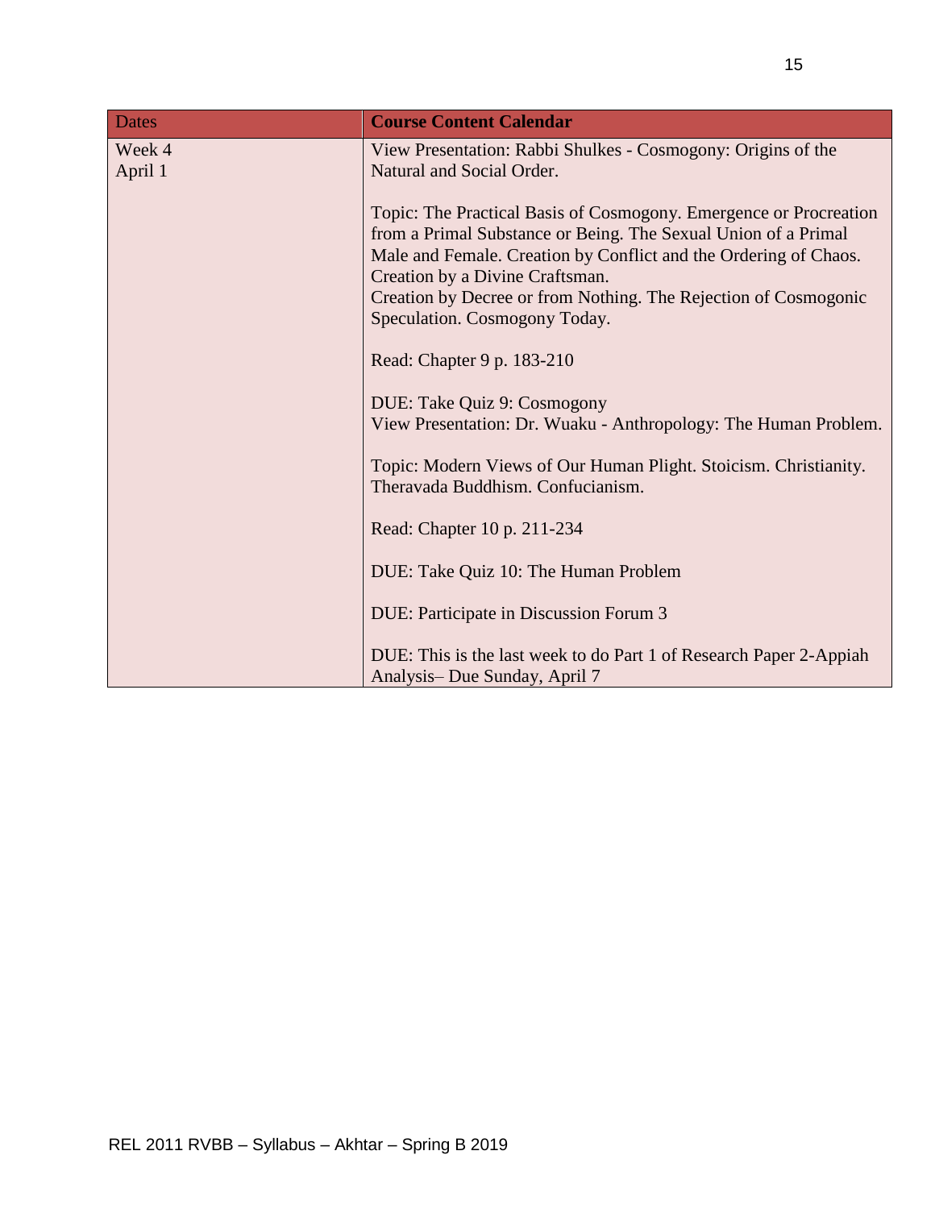| Dates | **Course Content Calendar** |
|---|---|
| Week 4<br>April 1 | View Presentation: Rabbi Shulkes - Cosmogony: Origins of the Natural and Social Order.<br><br>Topic: The Practical Basis of Cosmogony. Emergence or Procreation from a Primal Substance or Being. The Sexual Union of a Primal Male and Female. Creation by Conflict and the Ordering of Chaos. Creation by a Divine Craftsman.<br>Creation by Decree or from Nothing. The Rejection of Cosmogonic Speculation. Cosmogony Today.<br><br>Read: Chapter 9 p. 183-210<br><br>DUE: Take Quiz 9: Cosmogony<br>View Presentation: Dr. Wuaku - Anthropology: The Human Problem.<br><br>Topic: Modern Views of Our Human Plight. Stoicism. Christianity. Theravada Buddhism. Confucianism.<br><br>Read: Chapter 10 p. 211-234<br><br>DUE: Take Quiz 10: The Human Problem<br><br>DUE: Participate in Discussion Forum 3<br><br>DUE: This is the last week to do Part 1 of Research Paper 2-Appiah Analysis– Due Sunday, April 7 |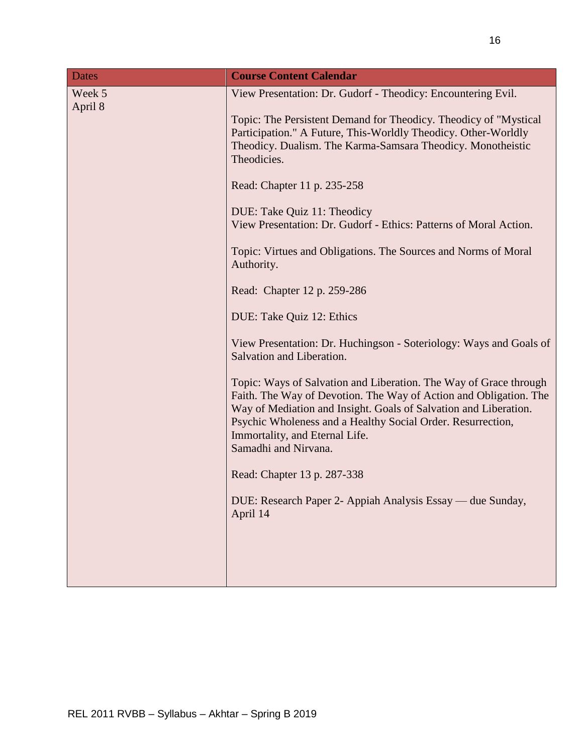| Dates | **Course Content Calendar** |
| --- | --- |
| Week 5<br>April 8 | View Presentation: Dr. Gudorf - Theodicy: Encountering Evil.<br><br>Topic: The Persistent Demand for Theodicy. Theodicy of "Mystical Participation." A Future, This-Worldly Theodicy. Other-Worldly Theodicy. Dualism. The Karma-Samsara Theodicy. Monotheistic Theodicies.<br><br>Read: Chapter 11 p. 235-258<br><br>DUE: Take Quiz 11: Theodicy<br>View Presentation: Dr. Gudorf - Ethics: Patterns of Moral Action.<br><br>Topic: Virtues and Obligations. The Sources and Norms of Moral Authority.<br><br>Read: Chapter 12 p. 259-286<br><br>DUE: Take Quiz 12: Ethics<br><br>View Presentation: Dr. Huchingson - Soteriology: Ways and Goals of Salvation and Liberation.<br><br>Topic: Ways of Salvation and Liberation. The Way of Grace through Faith. The Way of Devotion. The Way of Action and Obligation. The Way of Mediation and Insight. Goals of Salvation and Liberation. Psychic Wholeness and a Healthy Social Order. Resurrection, Immortality, and Eternal Life.<br>Samadhi and Nirvana.<br><br>Read: Chapter 13 p. 287-338<br><br>DUE: Research Paper 2- Appiah Analysis Essay — due Sunday, April 14 |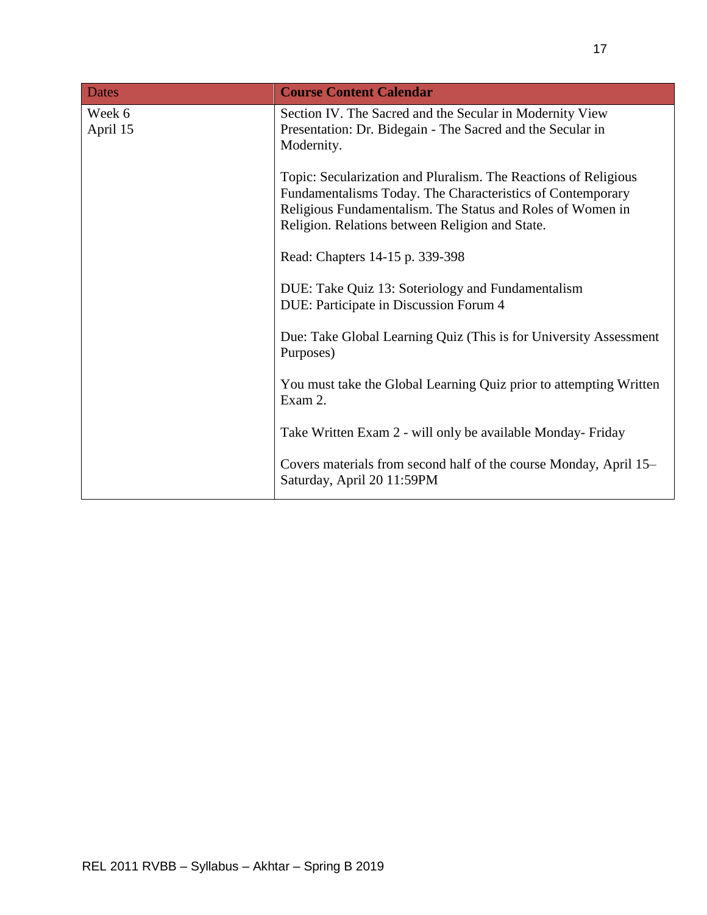| Dates | **Course Content Calendar** |
| --- | --- |
| Week 6<br>April 15 | Section IV. The Sacred and the Secular in Modernity View Presentation: Dr. Bidegain - The Sacred and the Secular in Modernity.<br><br>Topic: Secularization and Pluralism. The Reactions of Religious Fundamentalisms Today. The Characteristics of Contemporary Religious Fundamentalism. The Status and Roles of Women in Religion. Relations between Religion and State.<br><br>Read: Chapters 14-15 p. 339-398<br><br>DUE: Take Quiz 13: Soteriology and Fundamentalism<br>DUE: Participate in Discussion Forum 4<br><br>Due: Take Global Learning Quiz (This is for University Assessment Purposes)<br><br>You must take the Global Learning Quiz prior to attempting Written Exam 2.<br><br>Take Written Exam 2 - will only be available Monday- Friday<br><br>Covers materials from second half of the course Monday, April 15–Saturday, April 20 11:59PM |